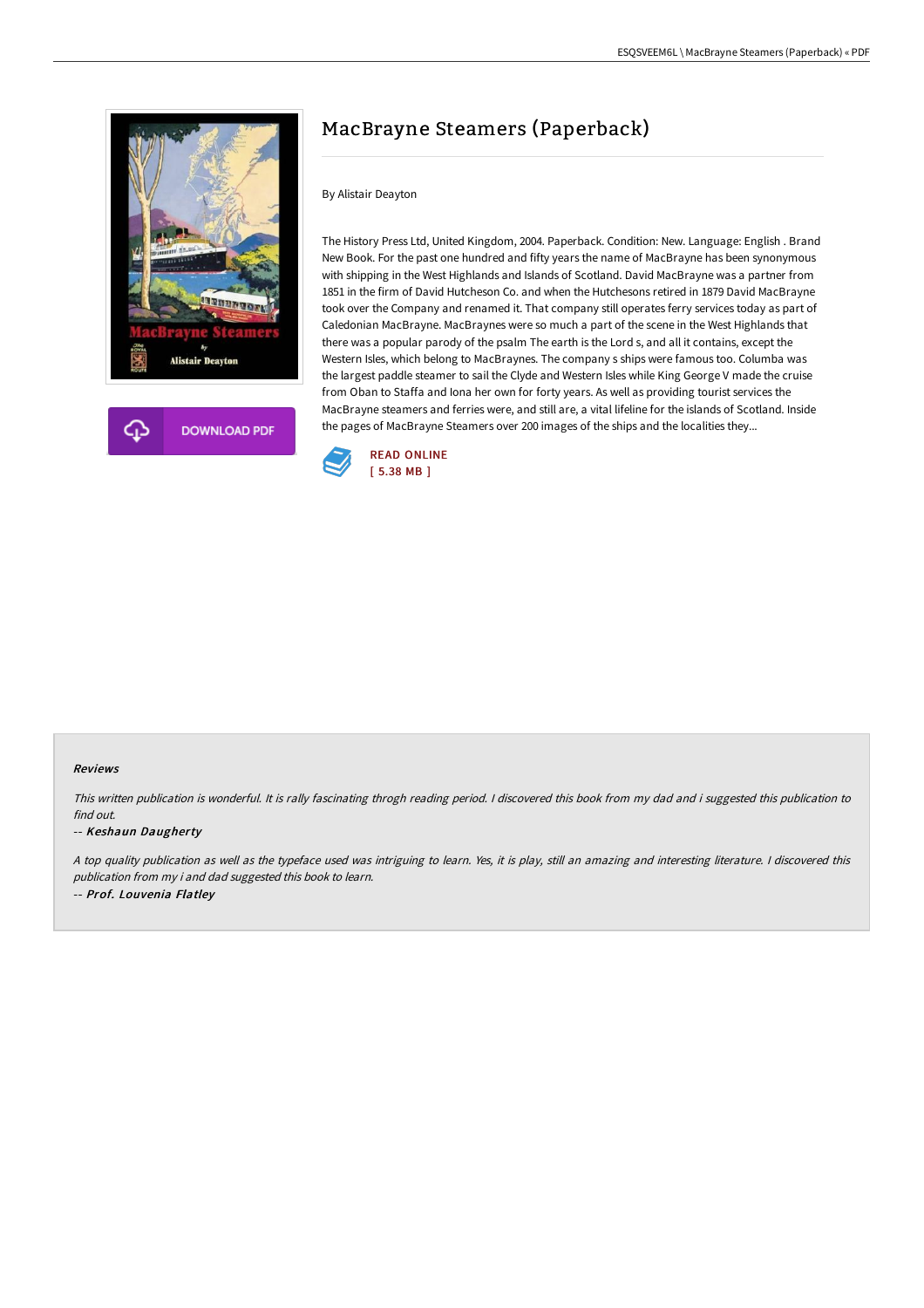# MacBrayne Steamers (Paperback)

By Alistair Deayton

The History Press Ltd, United Kingdom, 2004. Paperback. Condition: New. Language: English . Brand New Book. For the past one hundred and fifty years the name of MacBrayne has been synonymous with shipping in the West Highlands and Islands of Scotland. David MacBrayne was a partner from 1851 in the firm of David Hutcheson Co. and when the Hutchesons retired in 1879 David MacBrayne took over the Company and renamed it. That company still operates ferry services today as part of Caledonian MacBrayne. MacBraynes were so much a part of the scene in the West Highlands that there was a popular parody of the psalm The earth is the Lord s, and all it contains, except the Western Isles, which belong to MacBraynes. The company s ships were famous too. Columba was the largest paddle steamer to sail the Clyde and Western Isles while King George V made the cruise from Oban to Staffa and Iona her own for forty years. As well as providing tourist services the MacBrayne steamers and ferries were, and still are, a vital lifeline for the islands of Scotland. Inside the pages of MacBrayne Steamers over 200 images of the ships and the localities they...

DOWNLOAD PDF

READ ONLINE
[ 5.38 MB ]

#### Reviews

*This written publication is wonderful. It is rally fascinating throgh reading period. I discovered this book from my dad and i suggested this publication to find out.*

-- ***Keshaun Daugherty***

*A top quality publication as well as the typeface used was intriguing to learn. Yes, it is play, still an amazing and interesting literature. I discovered this publication from my i and dad suggested this book to learn.*

-- ***Prof. Louvenia Flatley***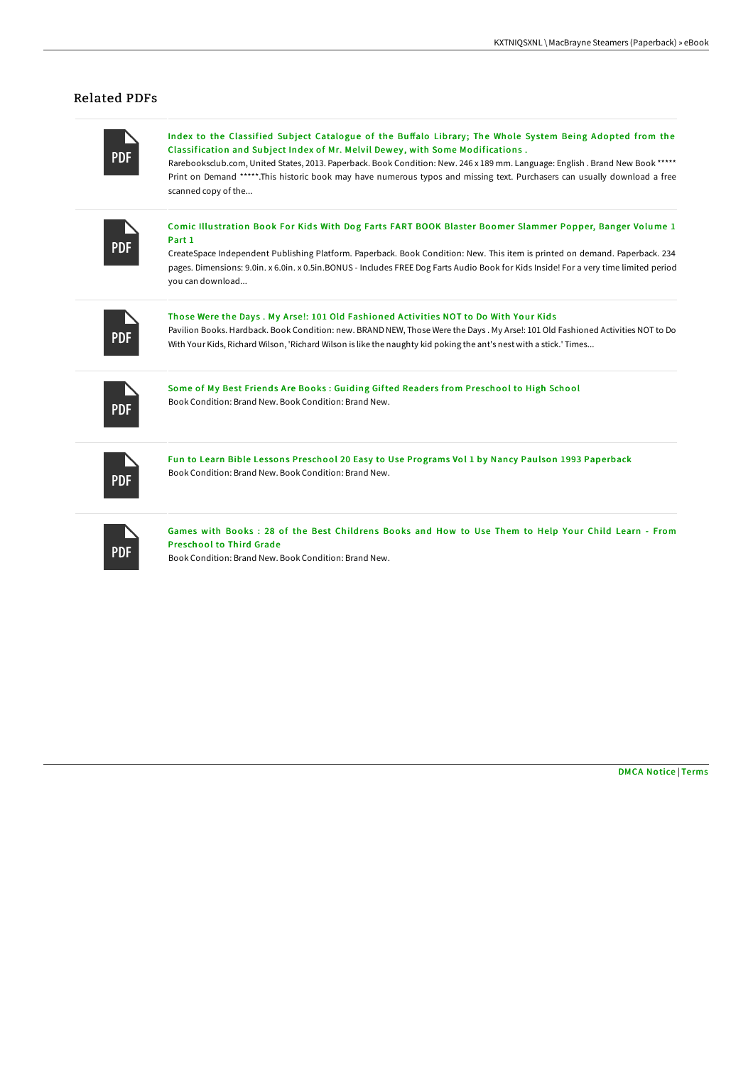## Related PDFs

PDF

Index to the Classified Subject Catalogue of the Buffalo Library; The Whole System Being Adopted from the Classification and Subject Index of Mr. Melvil Dewey, with Some Modifications .

Rarebooksclub.com, United States, 2013. Paperback. Book Condition: New. 246 x 189 mm. Language: English . Brand New Book ***** Print on Demand *****.This historic book may have numerous typos and missing text. Purchasers can usually download a free scanned copy of the...

PDF

Comic Illustration Book For Kids With Dog Farts FART BOOK Blaster Boomer Slammer Popper, Banger Volume 1 Part 1

CreateSpace Independent Publishing Platform. Paperback. Book Condition: New. This item is printed on demand. Paperback. 234 pages. Dimensions: 9.0in. x 6.0in. x 0.5in.BONUS - Includes FREE Dog Farts Audio Book for Kids Inside! For a very time limited period you can download...

PDF

Those Were the Days . My Arse!: 101 Old Fashioned Activities NOT to Do With Your Kids

Pavilion Books. Hardback. Book Condition: new. BRAND NEW, Those Were the Days . My Arse!: 101 Old Fashioned Activities NOT to Do With Your Kids, Richard Wilson, 'Richard Wilson is like the naughty kid poking the ant's nest with a stick.' Times...

PDF

Some of My Best Friends Are Books : Guiding Gifted Readers from Preschool to High School

Book Condition: Brand New. Book Condition: Brand New.

PDF

Fun to Learn Bible Lessons Preschool 20 Easy to Use Programs Vol 1 by Nancy Paulson 1993 Paperback

Book Condition: Brand New. Book Condition: Brand New.

PDF

Games with Books : 28 of the Best Childrens Books and How to Use Them to Help Your Child Learn - From Preschool to Third Grade

Book Condition: Brand New. Book Condition: Brand New.